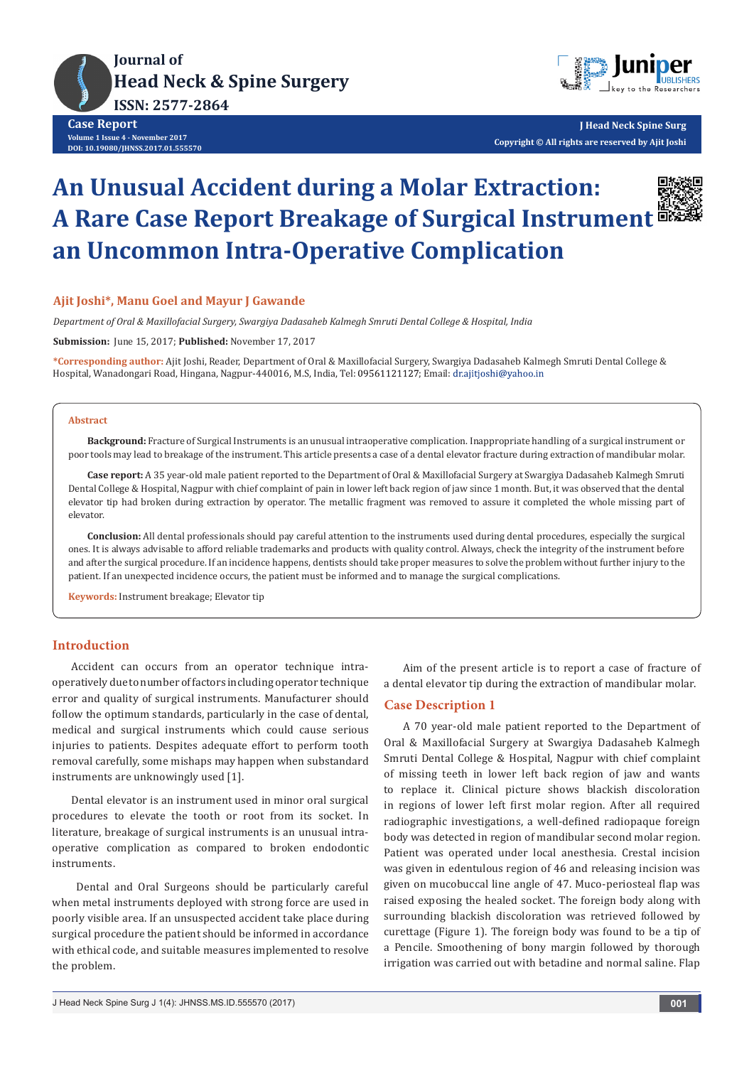# An Unusual Accident during a Molar Extraction: A Rare Case Report Breakage of Surgical Instrument an Uncommon Intra-Operative Complication

**Ajit Joshi*, Manu Goel and Mayur J Gawande**

*Department of Oral & Maxillofacial Surgery, Swargiya Dadasaheb Kalmegh Smruti Dental College & Hospital, India*

**Submission:** June 15, 2017; **Published:** November 17, 2017

***Corresponding author:** Ajit Joshi, Reader, Department of Oral & Maxillofacial Surgery, Swargiya Dadasaheb Kalmegh Smruti Dental College & Hospital, Wanadongari Road, Hingana, Nagpur-440016, M.S, India, Tel: 09561121127; Email: dr.ajitjoshi@yahoo.in

## Abstract

**Background:** Fracture of Surgical Instruments is an unusual intraoperative complication. Inappropriate handling of a surgical instrument or poor tools may lead to breakage of the instrument. This article presents a case of a dental elevator fracture during extraction of mandibular molar.

**Case report:** A 35 year-old male patient reported to the Department of Oral & Maxillofacial Surgery at Swargiya Dadasaheb Kalmegh Smruti Dental College & Hospital, Nagpur with chief complaint of pain in lower left back region of jaw since 1 month. But, it was observed that the dental elevator tip had broken during extraction by operator. The metallic fragment was removed to assure it completed the whole missing part of elevator.

**Conclusion:** All dental professionals should pay careful attention to the instruments used during dental procedures, especially the surgical ones. It is always advisable to afford reliable trademarks and products with quality control. Always, check the integrity of the instrument before and after the surgical procedure. If an incidence happens, dentists should take proper measures to solve the problem without further injury to the patient. If an unexpected incidence occurs, the patient must be informed and to manage the surgical complications.

**Keywords:** Instrument breakage; Elevator tip

## Introduction

Accident can occurs from an operator technique intra-operatively due to number of factors including operator technique error and quality of surgical instruments. Manufacturer should follow the optimum standards, particularly in the case of dental, medical and surgical instruments which could cause serious injuries to patients. Despites adequate effort to perform tooth removal carefully, some mishaps may happen when substandard instruments are unknowingly used [1].

Dental elevator is an instrument used in minor oral surgical procedures to elevate the tooth or root from its socket. In literature, breakage of surgical instruments is an unusual intra-operative complication as compared to broken endodontic instruments.

Dental and Oral Surgeons should be particularly careful when metal instruments deployed with strong force are used in poorly visible area. If an unsuspected accident take place during surgical procedure the patient should be informed in accordance with ethical code, and suitable measures implemented to resolve the problem.

Aim of the present article is to report a case of fracture of a dental elevator tip during the extraction of mandibular molar.

## Case Description 1

A 70 year-old male patient reported to the Department of Oral & Maxillofacial Surgery at Swargiya Dadasaheb Kalmegh Smruti Dental College & Hospital, Nagpur with chief complaint of missing teeth in lower left back region of jaw and wants to replace it. Clinical picture shows blackish discoloration in regions of lower left first molar region. After all required radiographic investigations, a well-defined radiopaque foreign body was detected in region of mandibular second molar region. Patient was operated under local anesthesia. Crestal incision was given in edentulous region of 46 and releasing incision was given on mucobuccal line angle of 47. Muco-periosteal flap was raised exposing the healed socket. The foreign body along with surrounding blackish discoloration was retrieved followed by curettage (Figure 1). The foreign body was found to be a tip of a Pencile. Smoothening of bony margin followed by thorough irrigation was carried out with betadine and normal saline. Flap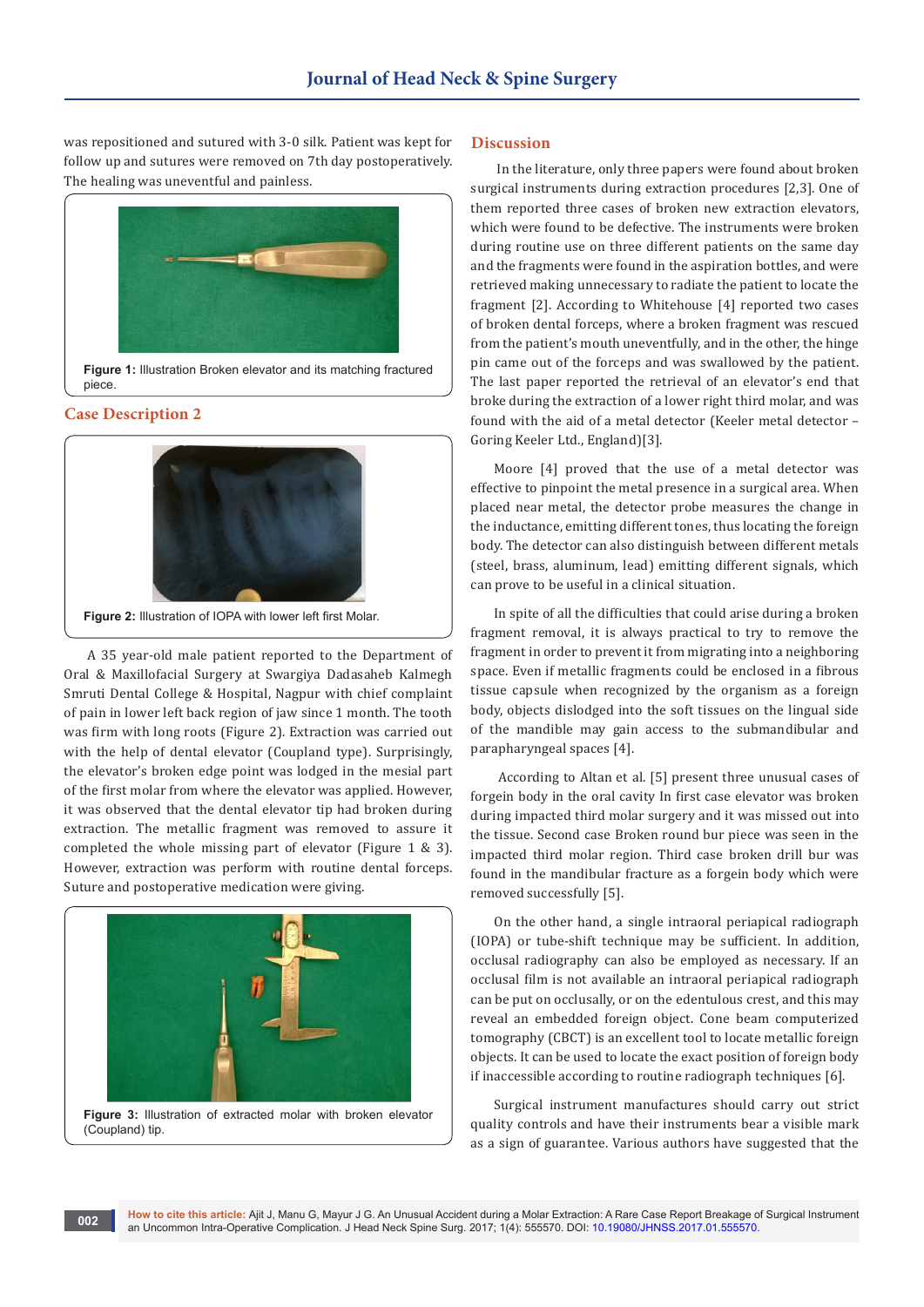was repositioned and sutured with 3-0 silk. Patient was kept for follow up and sutures were removed on 7th day postoperatively. The healing was uneventful and painless.

**Figure 1:** Illustration Broken elevator and its matching fractured piece.

## Case Description 2

**Figure 2:** Illustration of IOPA with lower left first Molar.

A 35 year-old male patient reported to the Department of Oral & Maxillofacial Surgery at Swargiya Dadasaheb Kalmegh Smruti Dental College & Hospital, Nagpur with chief complaint of pain in lower left back region of jaw since 1 month. The tooth was firm with long roots (Figure 2). Extraction was carried out with the help of dental elevator (Coupland type). Surprisingly, the elevator's broken edge point was lodged in the mesial part of the first molar from where the elevator was applied. However, it was observed that the dental elevator tip had broken during extraction. The metallic fragment was removed to assure it completed the whole missing part of elevator (Figure 1 & 3). However, extraction was perform with routine dental forceps. Suture and postoperative medication were giving.

**Figure 3:** Illustration of extracted molar with broken elevator (Coupland) tip.

## Discussion

In the literature, only three papers were found about broken surgical instruments during extraction procedures [2,3]. One of them reported three cases of broken new extraction elevators, which were found to be defective. The instruments were broken during routine use on three different patients on the same day and the fragments were found in the aspiration bottles, and were retrieved making unnecessary to radiate the patient to locate the fragment [2]. According to Whitehouse [4] reported two cases of broken dental forceps, where a broken fragment was rescued from the patient's mouth uneventfully, and in the other, the hinge pin came out of the forceps and was swallowed by the patient. The last paper reported the retrieval of an elevator's end that broke during the extraction of a lower right third molar, and was found with the aid of a metal detector (Keeler metal detector – Goring Keeler Ltd., England)[3].

Moore [4] proved that the use of a metal detector was effective to pinpoint the metal presence in a surgical area. When placed near metal, the detector probe measures the change in the inductance, emitting different tones, thus locating the foreign body. The detector can also distinguish between different metals (steel, brass, aluminum, lead) emitting different signals, which can prove to be useful in a clinical situation.

In spite of all the difficulties that could arise during a broken fragment removal, it is always practical to try to remove the fragment in order to prevent it from migrating into a neighboring space. Even if metallic fragments could be enclosed in a fibrous tissue capsule when recognized by the organism as a foreign body, objects dislodged into the soft tissues on the lingual side of the mandible may gain access to the submandibular and parapharyngeal spaces [4].

According to Altan et al. [5] present three unusual cases of forgein body in the oral cavity In first case elevator was broken during impacted third molar surgery and it was missed out into the tissue. Second case Broken round bur piece was seen in the impacted third molar region. Third case broken drill bur was found in the mandibular fracture as a forgein body which were removed successfully [5].

On the other hand, a single intraoral periapical radiograph (IOPA) or tube-shift technique may be sufficient. In addition, occlusal radiography can also be employed as necessary. If an occlusal film is not available an intraoral periapical radiograph can be put on occlusally, or on the edentulous crest, and this may reveal an embedded foreign object. Cone beam computerized tomography (CBCT) is an excellent tool to locate metallic foreign objects. It can be used to locate the exact position of foreign body if inaccessible according to routine radiograph techniques [6].

Surgical instrument manufactures should carry out strict quality controls and have their instruments bear a visible mark as a sign of guarantee. Various authors have suggested that the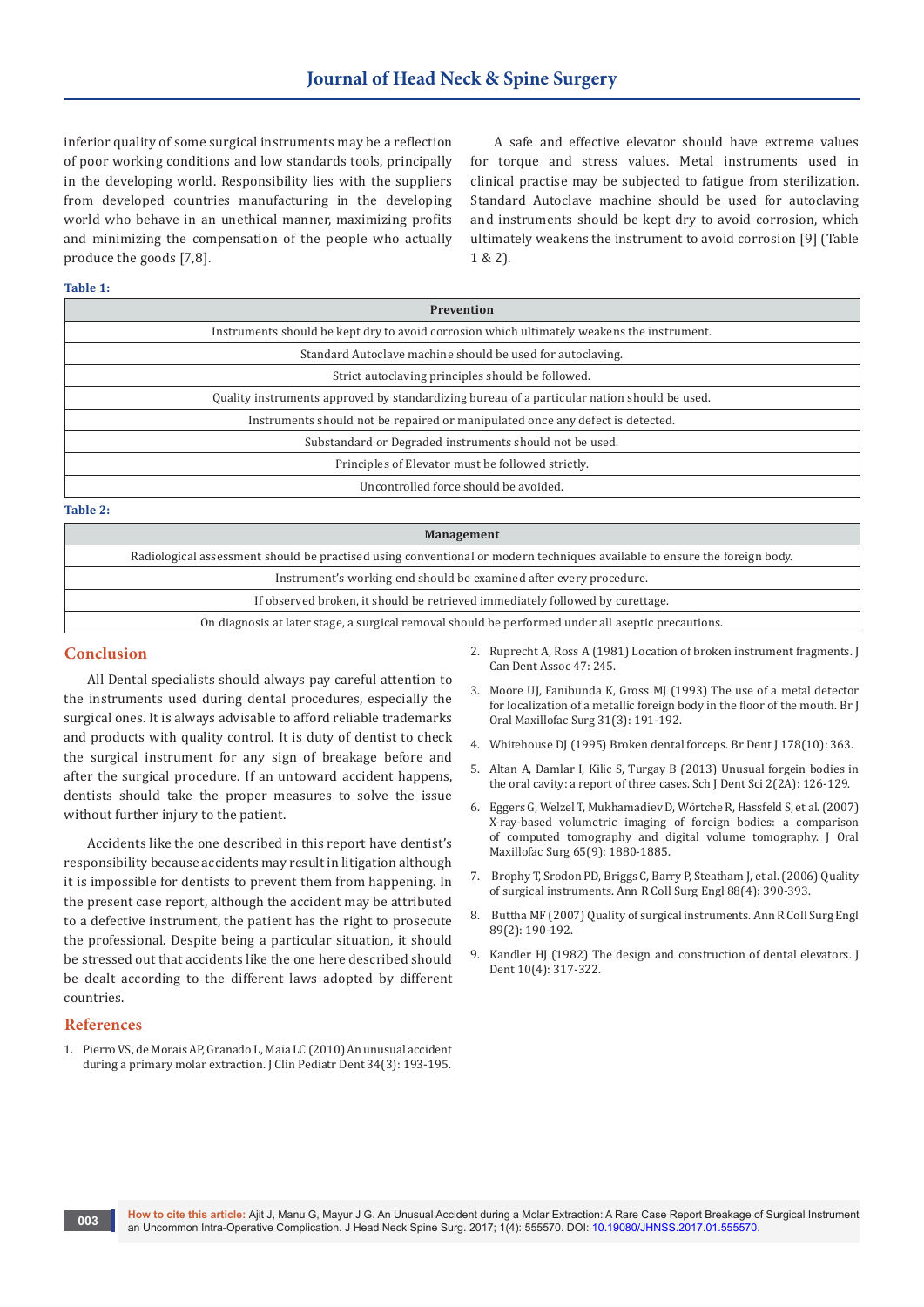inferior quality of some surgical instruments may be a reflection of poor working conditions and low standards tools, principally in the developing world. Responsibility lies with the suppliers from developed countries manufacturing in the developing world who behave in an unethical manner, maximizing profits and minimizing the compensation of the people who actually produce the goods [7,8].

A safe and effective elevator should have extreme values for torque and stress values. Metal instruments used in clinical practise may be subjected to fatigue from sterilization. Standard Autoclave machine should be used for autoclaving and instruments should be kept dry to avoid corrosion, which ultimately weakens the instrument to avoid corrosion [9] (Table 1 & 2).

**Table 1:**

| Prevention |
|---|
| Instruments should be kept dry to avoid corrosion which ultimately weakens the instrument. |
| Standard Autoclave machine should be used for autoclaving. |
| Strict autoclaving principles should be followed. |
| Quality instruments approved by standardizing bureau of a particular nation should be used. |
| Instruments should not be repaired or manipulated once any defect is detected. |
| Substandard or Degraded instruments should not be used. |
| Principles of Elevator must be followed strictly. |
| Uncontrolled force should be avoided. |

**Table 2:**

| Management |
|---|
| Radiological assessment should be practised using conventional or modern techniques available to ensure the foreign body. |
| Instrument's working end should be examined after every procedure. |
| If observed broken, it should be retrieved immediately followed by curettage. |
| On diagnosis at later stage, a surgical removal should be performed under all aseptic precautions. |

## Conclusion

All Dental specialists should always pay careful attention to the instruments used during dental procedures, especially the surgical ones. It is always advisable to afford reliable trademarks and products with quality control. It is duty of dentist to check the surgical instrument for any sign of breakage before and after the surgical procedure. If an untoward accident happens, dentists should take the proper measures to solve the issue without further injury to the patient.

Accidents like the one described in this report have dentist's responsibility because accidents may result in litigation although it is impossible for dentists to prevent them from happening. In the present case report, although the accident may be attributed to a defective instrument, the patient has the right to prosecute the professional. Despite being a particular situation, it should be stressed out that accidents like the one here described should be dealt according to the different laws adopted by different countries.

## References

1. Pierro VS, de Morais AP, Granado L, Maia LC (2010) An unusual accident during a primary molar extraction. J Clin Pediatr Dent 34(3): 193-195.
2. Ruprecht A, Ross A (1981) Location of broken instrument fragments. J Can Dent Assoc 47: 245.
3. Moore UJ, Fanibunda K, Gross MJ (1993) The use of a metal detector for localization of a metallic foreign body in the floor of the mouth. Br J Oral Maxillofac Surg 31(3): 191-192.
4. Whitehouse DJ (1995) Broken dental forceps. Br Dent J 178(10): 363.
5. Altan A, Damlar I, Kilic S, Turgay B (2013) Unusual forgein bodies in the oral cavity: a report of three cases. Sch J Dent Sci 2(2A): 126-129.
6. Eggers G, Welzel T, Mukhamadiev D, Wörtche R, Hassfeld S, et al. (2007) X-ray-based volumetric imaging of foreign bodies: a comparison of computed tomography and digital volume tomography. J Oral Maxillofac Surg 65(9): 1880-1885.
7. Brophy T, Srodon PD, Briggs C, Barry P, Steatham J, et al. (2006) Quality of surgical instruments. Ann R Coll Surg Engl 88(4): 390-393.
8. Buttha MF (2007) Quality of surgical instruments. Ann R Coll Surg Engl 89(2): 190-192.
9. Kandler HJ (1982) The design and construction of dental elevators. J Dent 10(4): 317-322.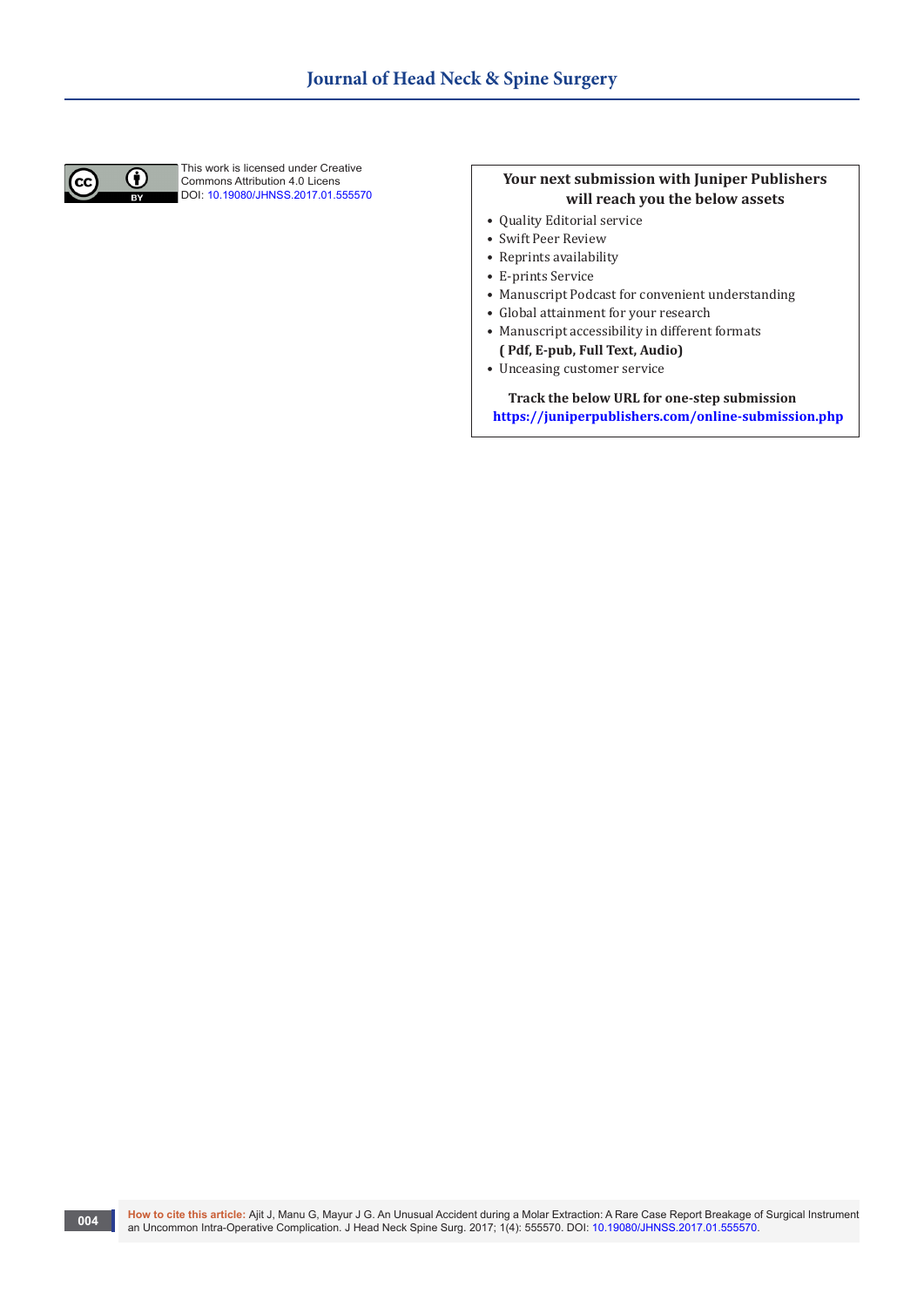This work is licensed under Creative Commons Attribution 4.0 Licens
DOI: 10.19080/JHNSS.2017.01.555570

**Your next submission with Juniper Publishers will reach you the below assets**

- Quality Editorial service
- Swift Peer Review
- Reprints availability
- E-prints Service
- Manuscript Podcast for convenient understanding
- Global attainment for your research
- Manuscript accessibility in different formats
  **( Pdf, E-pub, Full Text, Audio)**
- Unceasing customer service

**Track the below URL for one-step submission**
**https://juniperpublishers.com/online-submission.php**

**How to cite this article:** Ajit J, Manu G, Mayur J G. An Unusual Accident during a Molar Extraction: A Rare Case Report Breakage of Surgical Instrument an Uncommon Intra-Operative Complication. J Head Neck Spine Surg. 2017; 1(4): 555570. DOI: 10.19080/JHNSS.2017.01.555570.